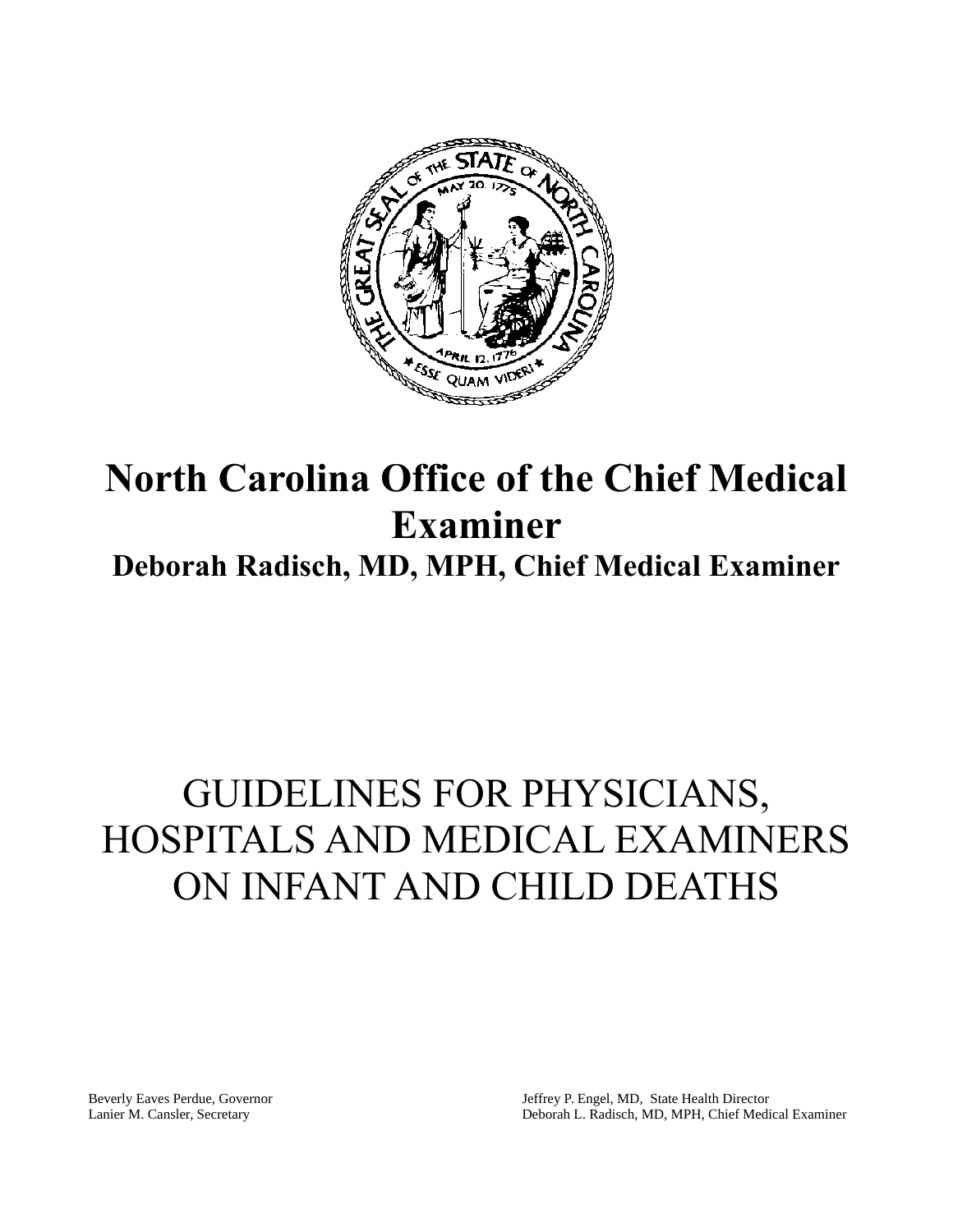# North Carolina Office of the Chief Medical Examiner

## Deborah Radisch, MD, MPH, Chief Medical Examiner

# GUIDELINES FOR PHYSICIANS, HOSPITALS AND MEDICAL EXAMINERS ON INFANT AND CHILD DEATHS

Beverly Eaves Perdue, Governor
Lanier M. Cansler, Secretary

Jeffrey P. Engel, MD, State Health Director
Deborah L. Radisch, MD, MPH, Chief Medical Examiner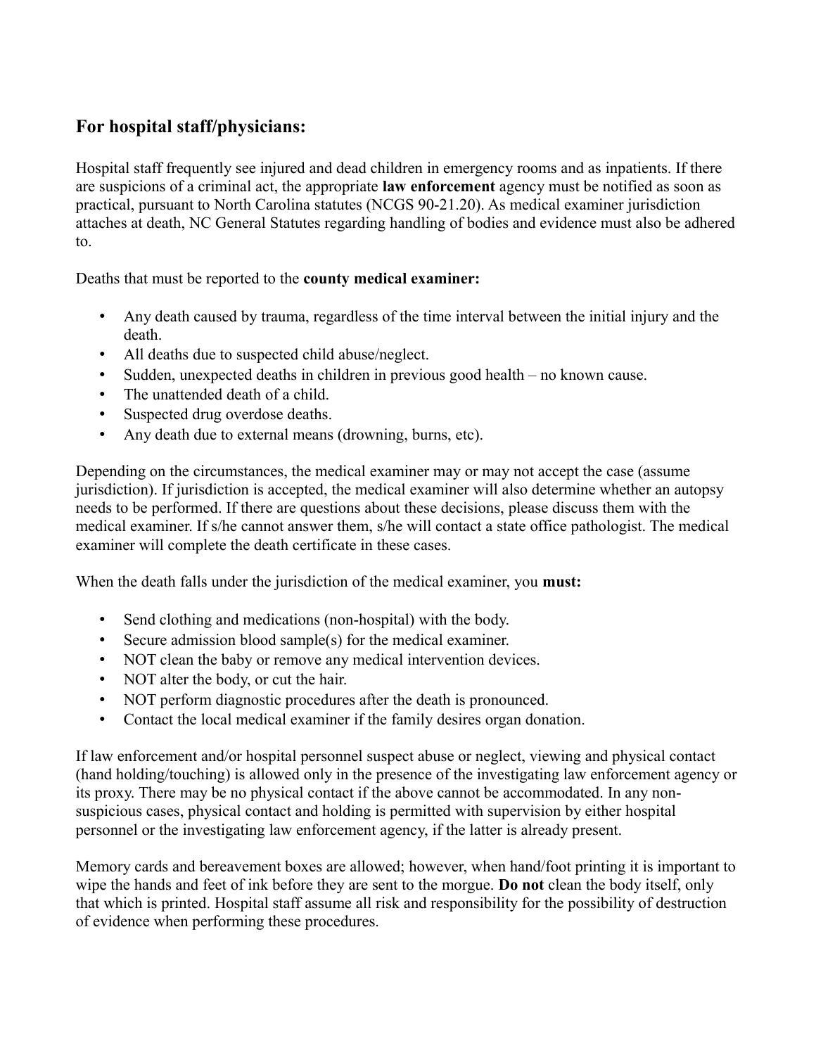## For hospital staff/physicians:

Hospital staff frequently see injured and dead children in emergency rooms and as inpatients. If there are suspicions of a criminal act, the appropriate **law enforcement** agency must be notified as soon as practical, pursuant to North Carolina statutes (NCGS 90-21.20). As medical examiner jurisdiction attaches at death, NC General Statutes regarding handling of bodies and evidence must also be adhered to.

Deaths that must be reported to the **county medical examiner:**

- Any death caused by trauma, regardless of the time interval between the initial injury and the death.
- All deaths due to suspected child abuse/neglect.
- Sudden, unexpected deaths in children in previous good health – no known cause.
- The unattended death of a child.
- Suspected drug overdose deaths.
- Any death due to external means (drowning, burns, etc).

Depending on the circumstances, the medical examiner may or may not accept the case (assume jurisdiction). If jurisdiction is accepted, the medical examiner will also determine whether an autopsy needs to be performed. If there are questions about these decisions, please discuss them with the medical examiner. If s/he cannot answer them, s/he will contact a state office pathologist. The medical examiner will complete the death certificate in these cases.

When the death falls under the jurisdiction of the medical examiner, you **must:**

- Send clothing and medications (non-hospital) with the body.
- Secure admission blood sample(s) for the medical examiner.
- NOT clean the baby or remove any medical intervention devices.
- NOT alter the body, or cut the hair.
- NOT perform diagnostic procedures after the death is pronounced.
- Contact the local medical examiner if the family desires organ donation.

If law enforcement and/or hospital personnel suspect abuse or neglect, viewing and physical contact (hand holding/touching) is allowed only in the presence of the investigating law enforcement agency or its proxy. There may be no physical contact if the above cannot be accommodated. In any non-suspicious cases, physical contact and holding is permitted with supervision by either hospital personnel or the investigating law enforcement agency, if the latter is already present.

Memory cards and bereavement boxes are allowed; however, when hand/foot printing it is important to wipe the hands and feet of ink before they are sent to the morgue. **Do not** clean the body itself, only that which is printed. Hospital staff assume all risk and responsibility for the possibility of destruction of evidence when performing these procedures.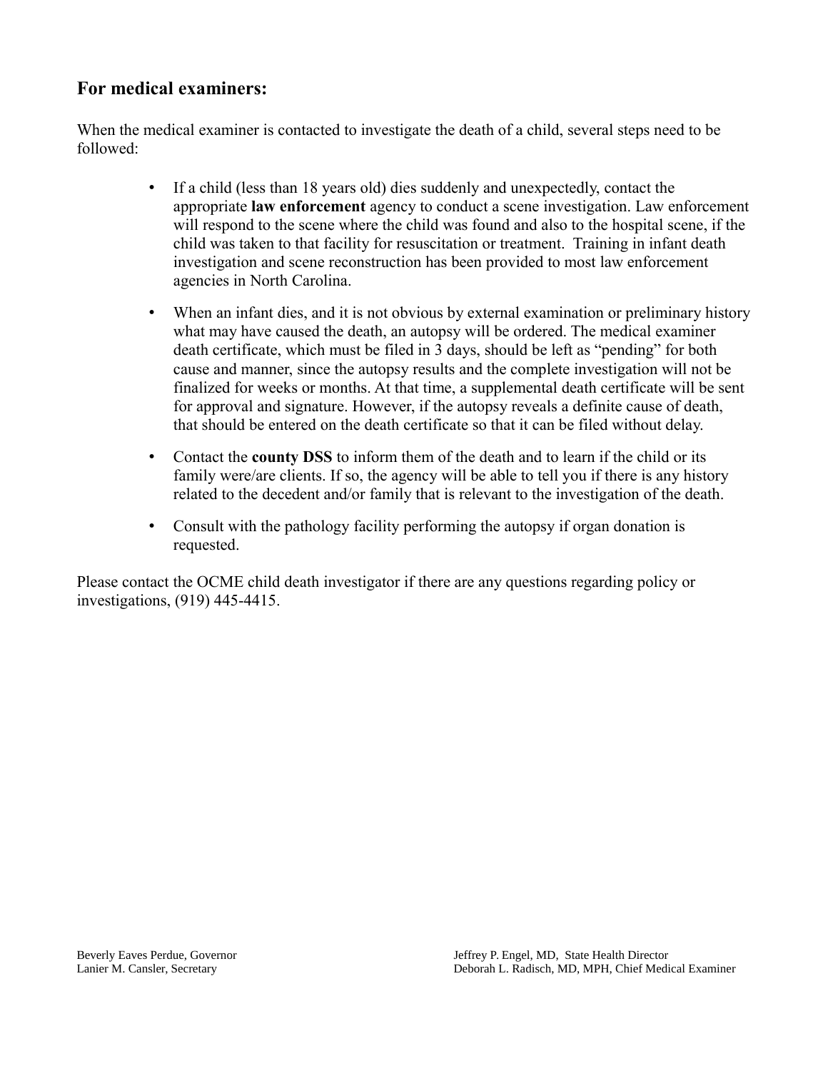## For medical examiners:

When the medical examiner is contacted to investigate the death of a child, several steps need to be followed:

- If a child (less than 18 years old) dies suddenly and unexpectedly, contact the appropriate **law enforcement** agency to conduct a scene investigation. Law enforcement will respond to the scene where the child was found and also to the hospital scene, if the child was taken to that facility for resuscitation or treatment. Training in infant death investigation and scene reconstruction has been provided to most law enforcement agencies in North Carolina.
- When an infant dies, and it is not obvious by external examination or preliminary history what may have caused the death, an autopsy will be ordered. The medical examiner death certificate, which must be filed in 3 days, should be left as "pending" for both cause and manner, since the autopsy results and the complete investigation will not be finalized for weeks or months. At that time, a supplemental death certificate will be sent for approval and signature. However, if the autopsy reveals a definite cause of death, that should be entered on the death certificate so that it can be filed without delay.
- Contact the **county DSS** to inform them of the death and to learn if the child or its family were/are clients. If so, the agency will be able to tell you if there is any history related to the decedent and/or family that is relevant to the investigation of the death.
- Consult with the pathology facility performing the autopsy if organ donation is requested.

Please contact the OCME child death investigator if there are any questions regarding policy or investigations, (919) 445-4415.

Beverly Eaves Perdue, Governor
Lanier M. Cansler, Secretary

Jeffrey P. Engel, MD, State Health Director
Deborah L. Radisch, MD, MPH, Chief Medical Examiner